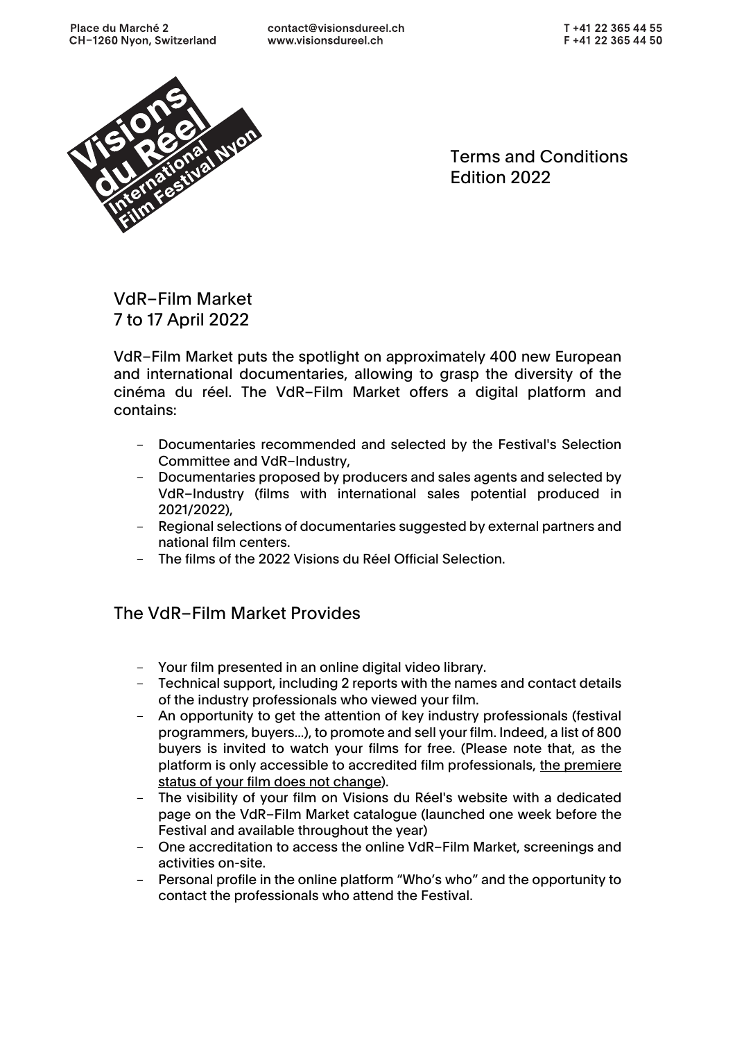Place du Marché 2
CH–1260 Nyon, Switzerland

contact@visionsdureel.ch
www.visionsdureel.ch

T +41 22 365 44 55
F +41 22 365 44 50

Visions du Réel International Film Festival Nyon

Terms and Conditions
Edition 2022

## VdR–Film Market
## 7 to 17 April 2022

VdR–Film Market puts the spotlight on approximately 400 new European and international documentaries, allowing to grasp the diversity of the cinéma du réel. The VdR–Film Market offers a digital platform and contains:

- Documentaries recommended and selected by the Festival's Selection Committee and VdR–Industry,
- Documentaries proposed by producers and sales agents and selected by VdR–Industry (films with international sales potential produced in 2021/2022),
- Regional selections of documentaries suggested by external partners and national film centers.
- The films of the 2022 Visions du Réel Official Selection.

## The VdR–Film Market Provides

- Your film presented in an online digital video library.
- Technical support, including 2 reports with the names and contact details of the industry professionals who viewed your film.
- An opportunity to get the attention of key industry professionals (festival programmers, buyers…), to promote and sell your film. Indeed, a list of 800 buyers is invited to watch your films for free. (Please note that, as the platform is only accessible to accredited film professionals, the premiere status of your film does not change).
- The visibility of your film on Visions du Réel's website with a dedicated page on the VdR–Film Market catalogue (launched one week before the Festival and available throughout the year)
- One accreditation to access the online VdR–Film Market, screenings and activities on-site.
- Personal profile in the online platform "Who's who" and the opportunity to contact the professionals who attend the Festival.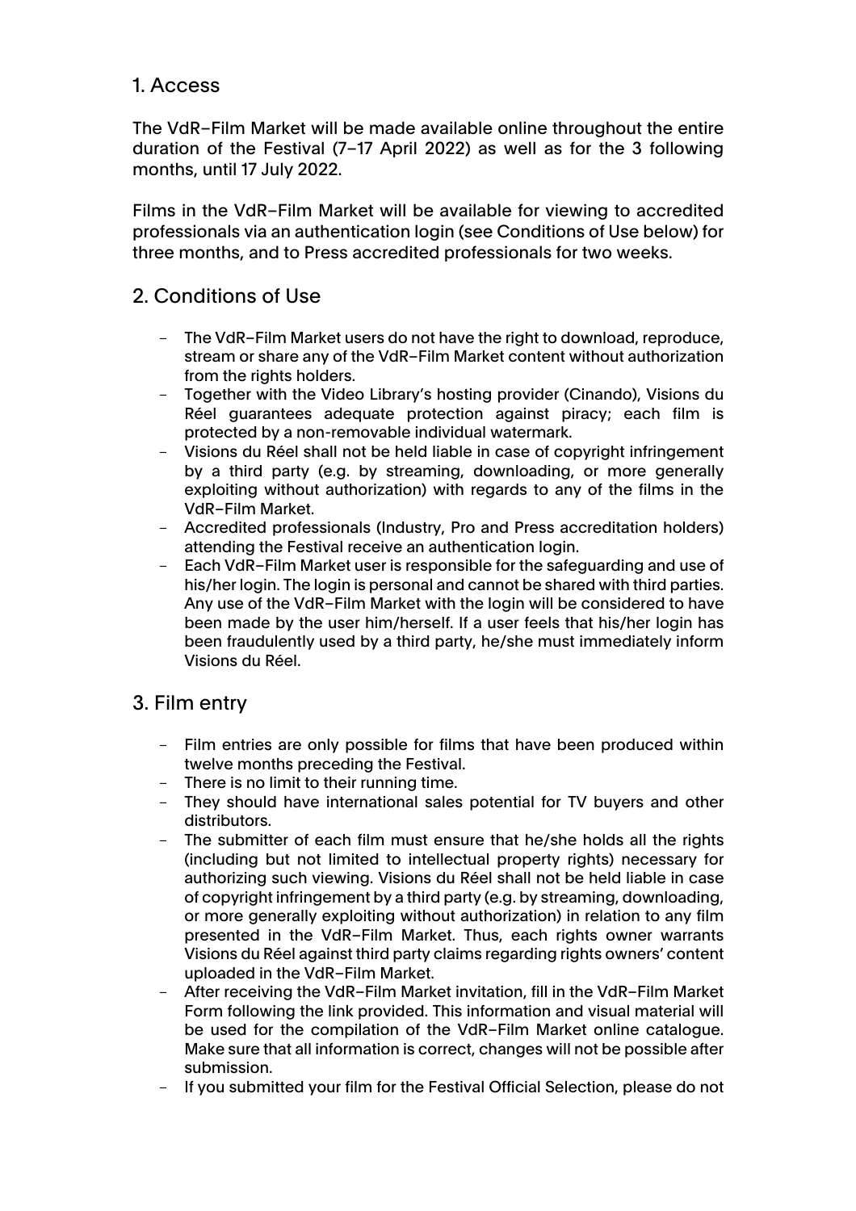## 1. Access

The VdR–Film Market will be made available online throughout the entire duration of the Festival (7–17 April 2022) as well as for the 3 following months, until 17 July 2022.

Films in the VdR–Film Market will be available for viewing to accredited professionals via an authentication login (see Conditions of Use below) for three months, and to Press accredited professionals for two weeks.

## 2. Conditions of Use

- The VdR–Film Market users do not have the right to download, reproduce, stream or share any of the VdR–Film Market content without authorization from the rights holders.
- Together with the Video Library's hosting provider (Cinando), Visions du Réel guarantees adequate protection against piracy; each film is protected by a non-removable individual watermark.
- Visions du Réel shall not be held liable in case of copyright infringement by a third party (e.g. by streaming, downloading, or more generally exploiting without authorization) with regards to any of the films in the VdR–Film Market.
- Accredited professionals (Industry, Pro and Press accreditation holders) attending the Festival receive an authentication login.
- Each VdR–Film Market user is responsible for the safeguarding and use of his/her login. The login is personal and cannot be shared with third parties. Any use of the VdR–Film Market with the login will be considered to have been made by the user him/herself. If a user feels that his/her login has been fraudulently used by a third party, he/she must immediately inform Visions du Réel.

## 3. Film entry

- Film entries are only possible for films that have been produced within twelve months preceding the Festival.
- There is no limit to their running time.
- They should have international sales potential for TV buyers and other distributors.
- The submitter of each film must ensure that he/she holds all the rights (including but not limited to intellectual property rights) necessary for authorizing such viewing. Visions du Réel shall not be held liable in case of copyright infringement by a third party (e.g. by streaming, downloading, or more generally exploiting without authorization) in relation to any film presented in the VdR–Film Market. Thus, each rights owner warrants Visions du Réel against third party claims regarding rights owners' content uploaded in the VdR–Film Market.
- After receiving the VdR–Film Market invitation, fill in the VdR–Film Market Form following the link provided. This information and visual material will be used for the compilation of the VdR–Film Market online catalogue. Make sure that all information is correct, changes will not be possible after submission.
- If you submitted your film for the Festival Official Selection, please do not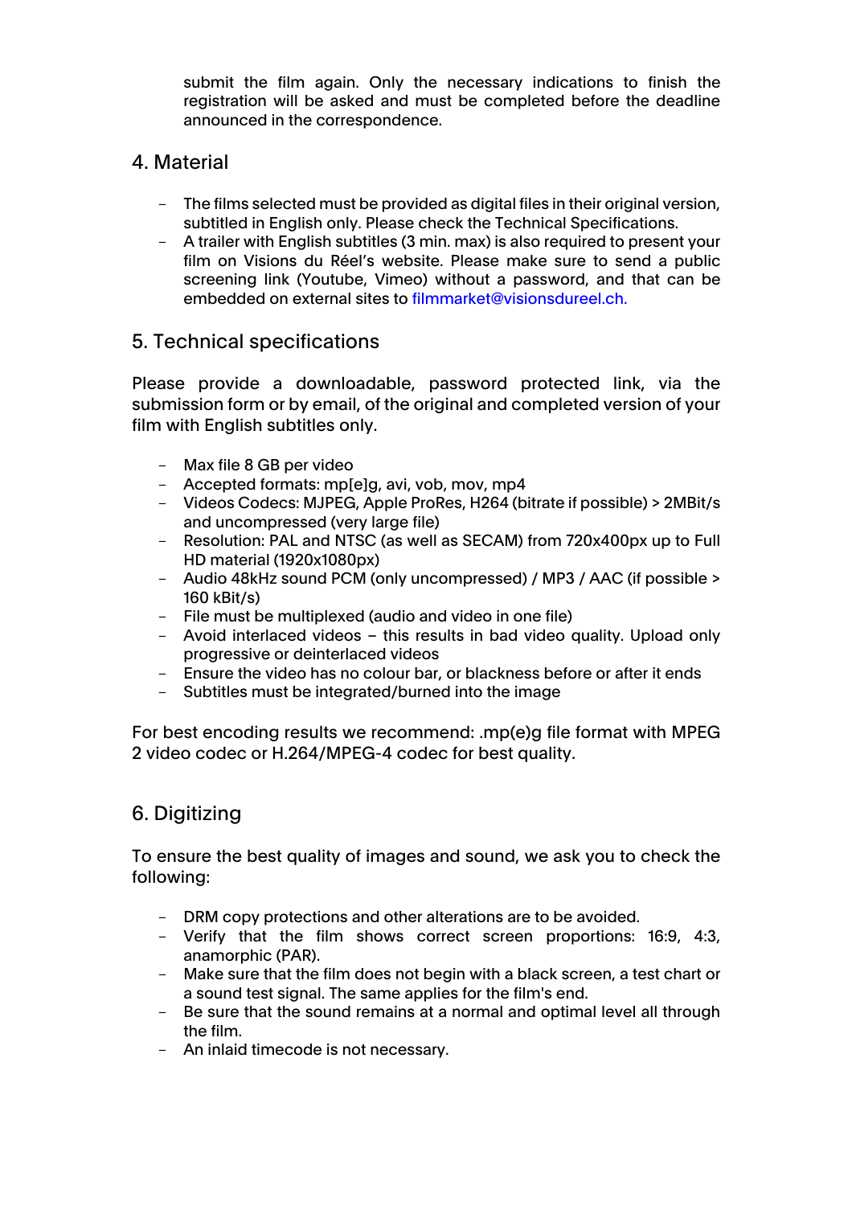submit the film again. Only the necessary indications to finish the registration will be asked and must be completed before the deadline announced in the correspondence.

## 4. Material

- The films selected must be provided as digital files in their original version, subtitled in English only. Please check the Technical Specifications.
- A trailer with English subtitles (3 min. max) is also required to present your film on Visions du Réel's website. Please make sure to send a public screening link (Youtube, Vimeo) without a password, and that can be embedded on external sites to filmmarket@visionsdureel.ch.

## 5. Technical specifications

Please provide a downloadable, password protected link, via the submission form or by email, of the original and completed version of your film with English subtitles only.

- Max file 8 GB per video
- Accepted formats: mp[e]g, avi, vob, mov, mp4
- Videos Codecs: MJPEG, Apple ProRes, H264 (bitrate if possible) > 2MBit/s and uncompressed (very large file)
- Resolution: PAL and NTSC (as well as SECAM) from 720x400px up to Full HD material (1920x1080px)
- Audio 48kHz sound PCM (only uncompressed) / MP3 / AAC (if possible > 160 kBit/s)
- File must be multiplexed (audio and video in one file)
- Avoid interlaced videos – this results in bad video quality. Upload only progressive or deinterlaced videos
- Ensure the video has no colour bar, or blackness before or after it ends
- Subtitles must be integrated/burned into the image

For best encoding results we recommend: .mp(e)g file format with MPEG 2 video codec or H.264/MPEG-4 codec for best quality.

## 6. Digitizing

To ensure the best quality of images and sound, we ask you to check the following:

- DRM copy protections and other alterations are to be avoided.
- Verify that the film shows correct screen proportions: 16:9, 4:3, anamorphic (PAR).
- Make sure that the film does not begin with a black screen, a test chart or a sound test signal. The same applies for the film's end.
- Be sure that the sound remains at a normal and optimal level all through the film.
- An inlaid timecode is not necessary.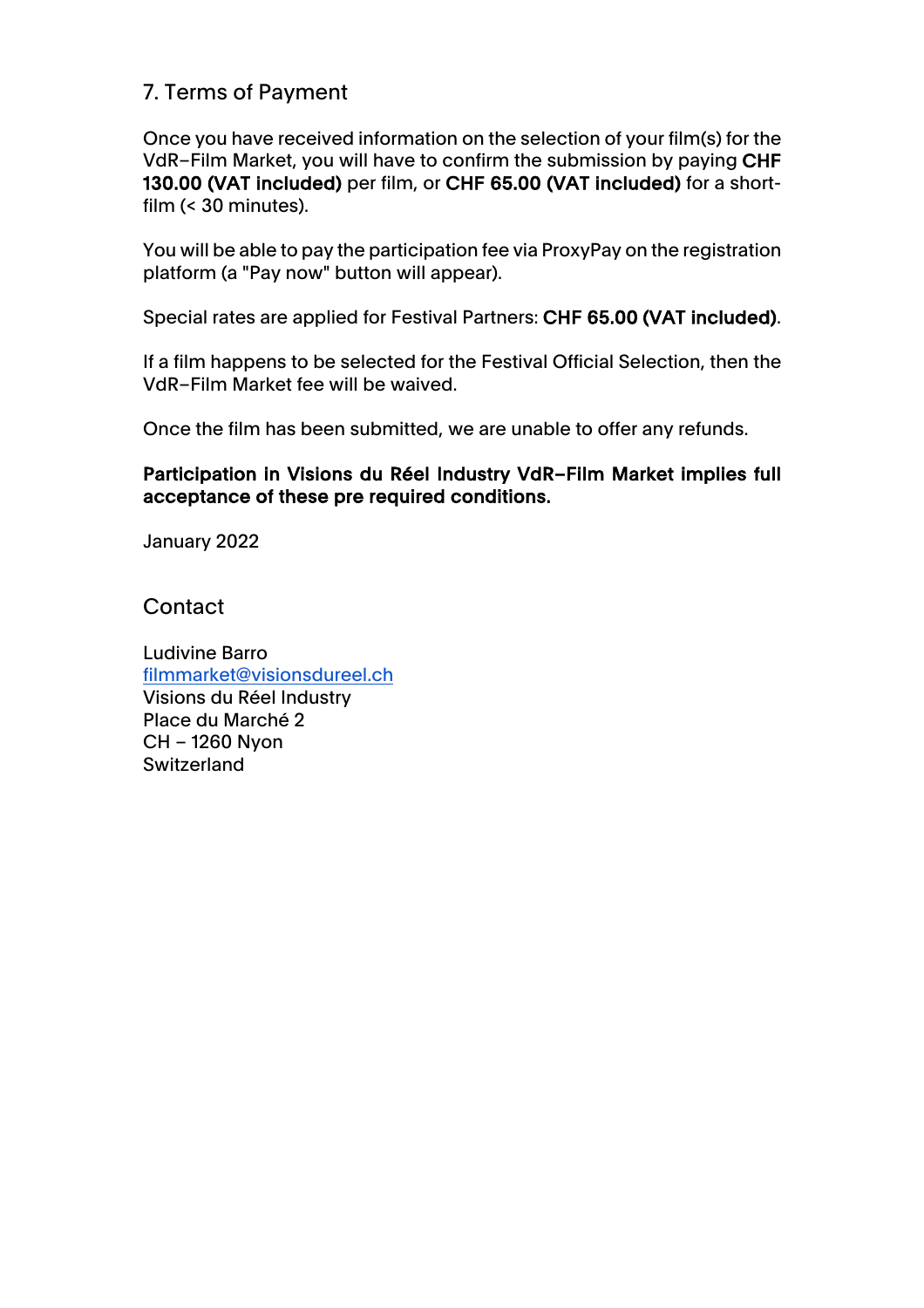## 7. Terms of Payment

Once you have received information on the selection of your film(s) for the VdR–Film Market, you will have to confirm the submission by paying **CHF 130.00 (VAT included)** per film, or **CHF 65.00 (VAT included)** for a short-film (< 30 minutes).

You will be able to pay the participation fee via ProxyPay on the registration platform (a "Pay now" button will appear).

Special rates are applied for Festival Partners: **CHF 65.00 (VAT included)**.

If a film happens to be selected for the Festival Official Selection, then the VdR–Film Market fee will be waived.

Once the film has been submitted, we are unable to offer any refunds.

**Participation in Visions du Réel Industry VdR–Film Market implies full acceptance of these pre required conditions.**

January 2022

## Contact

Ludivine Barro
filmmarket@visionsdureel.ch
Visions du Réel Industry
Place du Marché 2
CH – 1260 Nyon
Switzerland